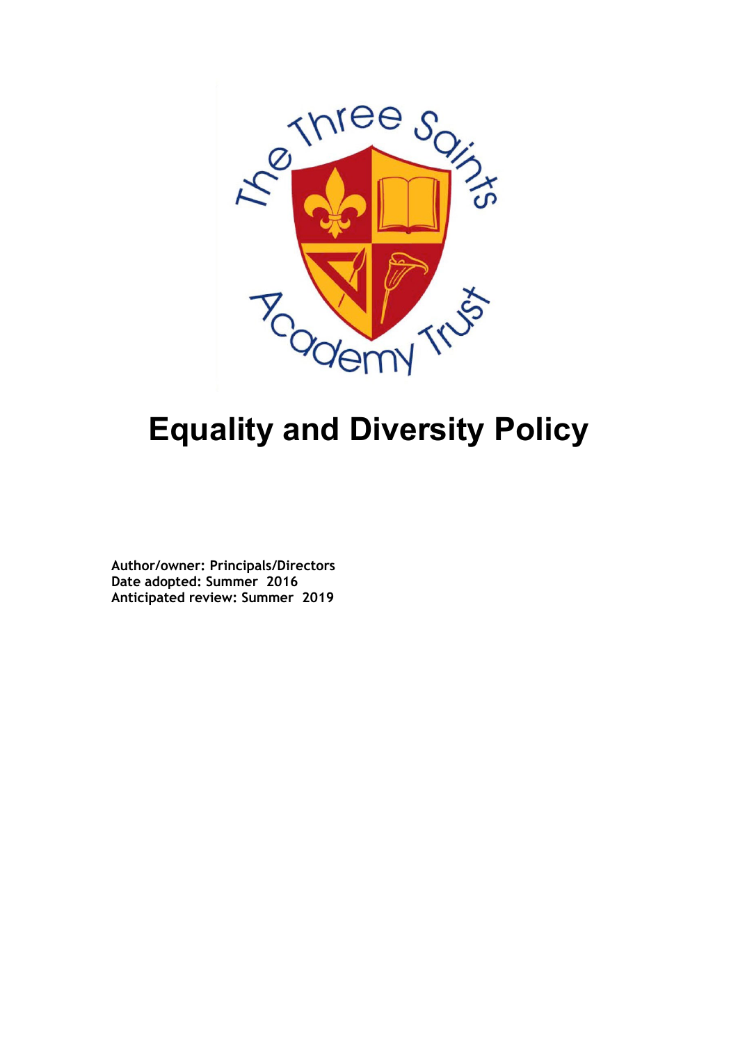# Equality and Diversity Policy

**Author/owner: Principals/Directors**
**Date adopted: Summer 2016**
**Anticipated review: Summer 2019**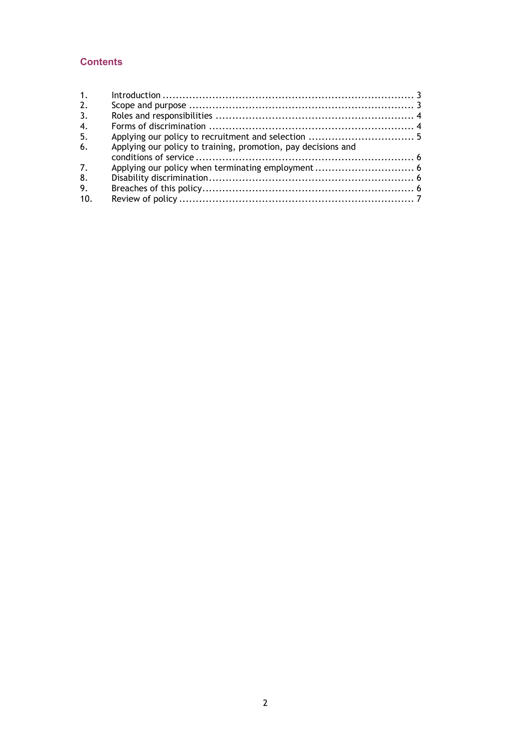## Contents

1. Introduction ........................................................................ 3
2. Scope and purpose ................................................................. 3
3. Roles and responsibilities ......................................................... 4
4. Forms of discrimination ............................................................ 4
5. Applying our policy to recruitment and selection ............................... 5
6. Applying our policy to training, promotion, pay decisions and conditions of service ................................................................. 6
7. Applying our policy when terminating employment ............................. 6
8. Disability discrimination ............................................................ 6
9. Breaches of this policy .............................................................. 6
10. Review of policy ..................................................................... 7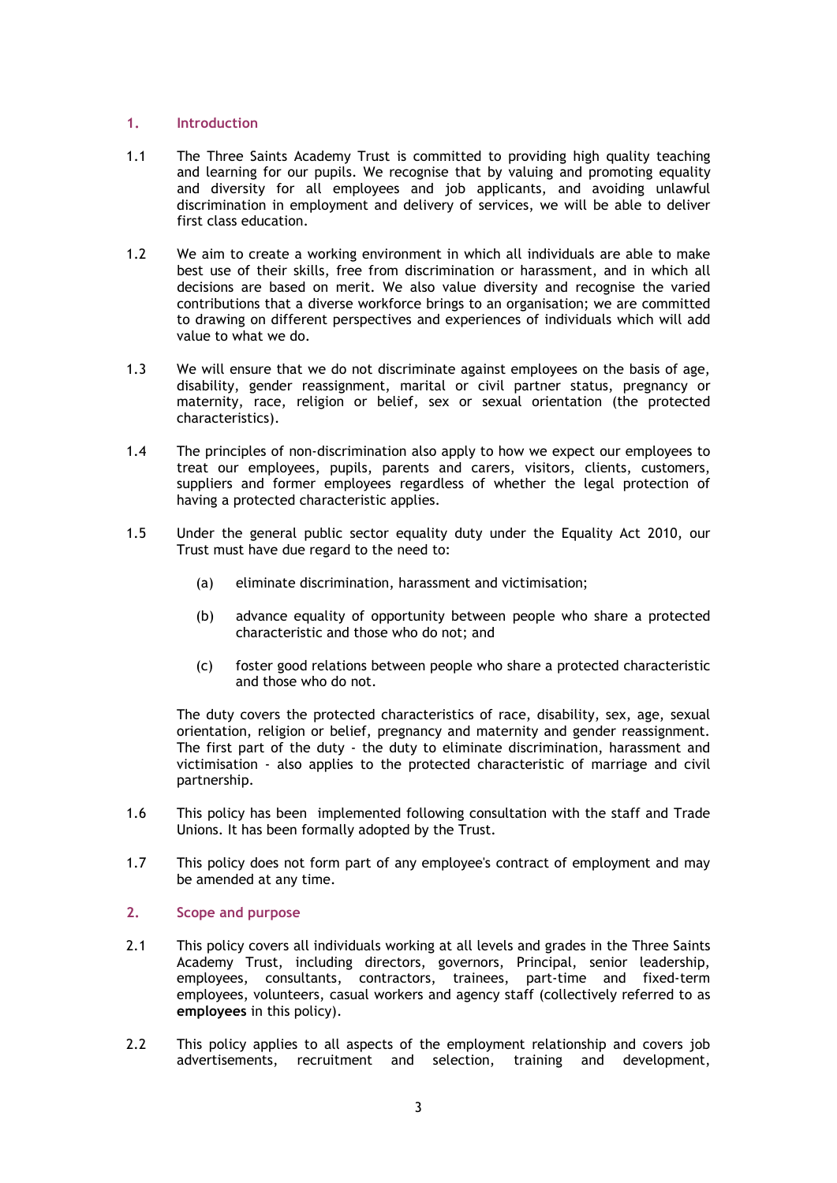## 1. Introduction

1.1 The Three Saints Academy Trust is committed to providing high quality teaching and learning for our pupils. We recognise that by valuing and promoting equality and diversity for all employees and job applicants, and avoiding unlawful discrimination in employment and delivery of services, we will be able to deliver first class education.

1.2 We aim to create a working environment in which all individuals are able to make best use of their skills, free from discrimination or harassment, and in which all decisions are based on merit. We also value diversity and recognise the varied contributions that a diverse workforce brings to an organisation; we are committed to drawing on different perspectives and experiences of individuals which will add value to what we do.

1.3 We will ensure that we do not discriminate against employees on the basis of age, disability, gender reassignment, marital or civil partner status, pregnancy or maternity, race, religion or belief, sex or sexual orientation (the protected characteristics).

1.4 The principles of non-discrimination also apply to how we expect our employees to treat our employees, pupils, parents and carers, visitors, clients, customers, suppliers and former employees regardless of whether the legal protection of having a protected characteristic applies.

1.5 Under the general public sector equality duty under the Equality Act 2010, our Trust must have due regard to the need to:

(a) eliminate discrimination, harassment and victimisation;

(b) advance equality of opportunity between people who share a protected characteristic and those who do not; and

(c) foster good relations between people who share a protected characteristic and those who do not.

The duty covers the protected characteristics of race, disability, sex, age, sexual orientation, religion or belief, pregnancy and maternity and gender reassignment. The first part of the duty - the duty to eliminate discrimination, harassment and victimisation - also applies to the protected characteristic of marriage and civil partnership.

1.6 This policy has been implemented following consultation with the staff and Trade Unions. It has been formally adopted by the Trust.

1.7 This policy does not form part of any employee's contract of employment and may be amended at any time.

## 2. Scope and purpose

2.1 This policy covers all individuals working at all levels and grades in the Three Saints Academy Trust, including directors, governors, Principal, senior leadership, employees, consultants, contractors, trainees, part-time and fixed-term employees, volunteers, casual workers and agency staff (collectively referred to as **employees** in this policy).

2.2 This policy applies to all aspects of the employment relationship and covers job advertisements, recruitment and selection, training and development,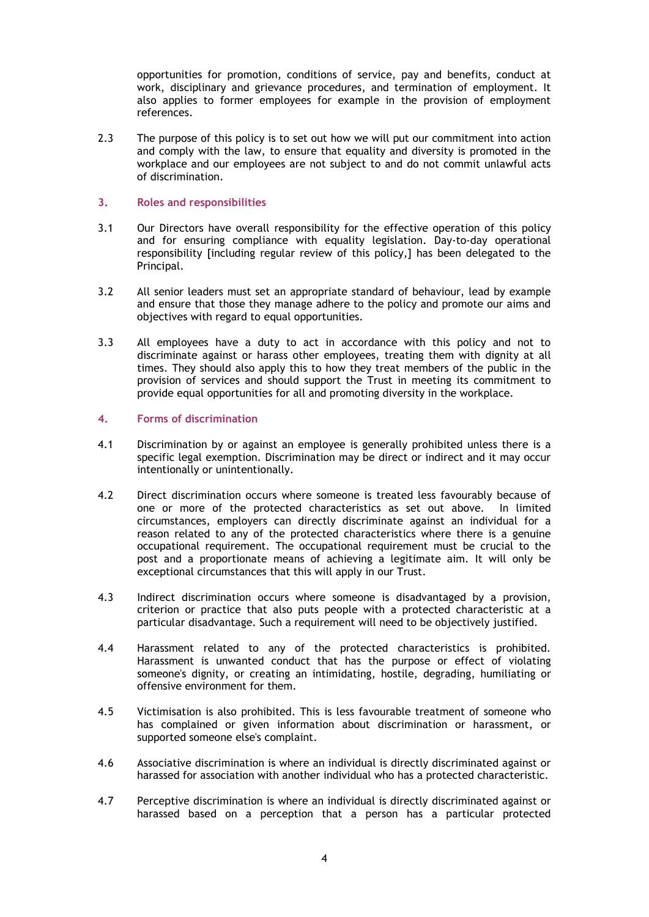opportunities for promotion, conditions of service, pay and benefits, conduct at work, disciplinary and grievance procedures, and termination of employment. It also applies to former employees for example in the provision of employment references.

2.3 The purpose of this policy is to set out how we will put our commitment into action and comply with the law, to ensure that equality and diversity is promoted in the workplace and our employees are not subject to and do not commit unlawful acts of discrimination.

## 3. Roles and responsibilities

3.1 Our Directors have overall responsibility for the effective operation of this policy and for ensuring compliance with equality legislation. Day-to-day operational responsibility [including regular review of this policy,] has been delegated to the Principal.

3.2 All senior leaders must set an appropriate standard of behaviour, lead by example and ensure that those they manage adhere to the policy and promote our aims and objectives with regard to equal opportunities.

3.3 All employees have a duty to act in accordance with this policy and not to discriminate against or harass other employees, treating them with dignity at all times. They should also apply this to how they treat members of the public in the provision of services and should support the Trust in meeting its commitment to provide equal opportunities for all and promoting diversity in the workplace.

## 4. Forms of discrimination

4.1 Discrimination by or against an employee is generally prohibited unless there is a specific legal exemption. Discrimination may be direct or indirect and it may occur intentionally or unintentionally.

4.2 Direct discrimination occurs where someone is treated less favourably because of one or more of the protected characteristics as set out above. In limited circumstances, employers can directly discriminate against an individual for a reason related to any of the protected characteristics where there is a genuine occupational requirement. The occupational requirement must be crucial to the post and a proportionate means of achieving a legitimate aim. It will only be exceptional circumstances that this will apply in our Trust.

4.3 Indirect discrimination occurs where someone is disadvantaged by a provision, criterion or practice that also puts people with a protected characteristic at a particular disadvantage. Such a requirement will need to be objectively justified.

4.4 Harassment related to any of the protected characteristics is prohibited. Harassment is unwanted conduct that has the purpose or effect of violating someone's dignity, or creating an intimidating, hostile, degrading, humiliating or offensive environment for them.

4.5 Victimisation is also prohibited. This is less favourable treatment of someone who has complained or given information about discrimination or harassment, or supported someone else's complaint.

4.6 Associative discrimination is where an individual is directly discriminated against or harassed for association with another individual who has a protected characteristic.

4.7 Perceptive discrimination is where an individual is directly discriminated against or harassed based on a perception that a person has a particular protected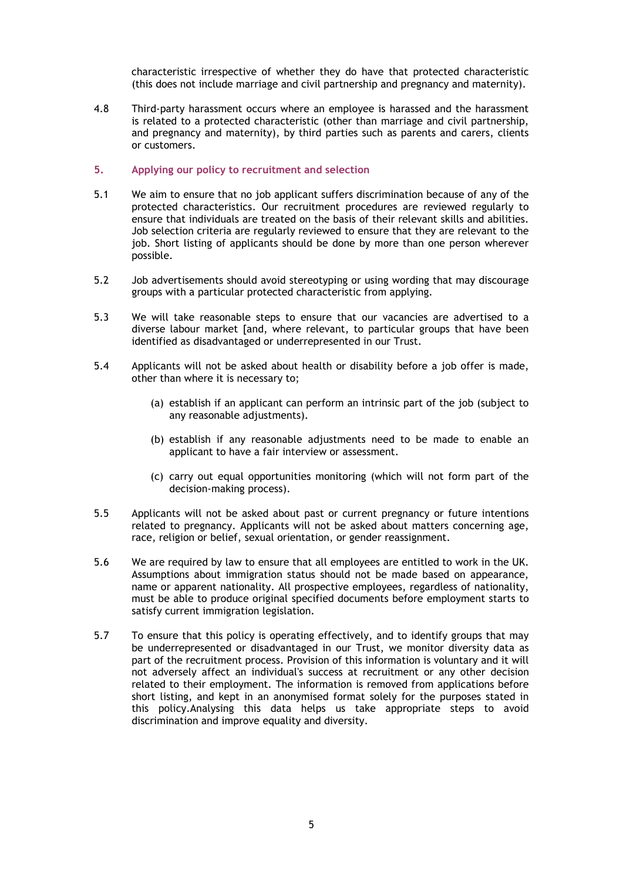characteristic irrespective of whether they do have that protected characteristic (this does not include marriage and civil partnership and pregnancy and maternity).

4.8 Third-party harassment occurs where an employee is harassed and the harassment is related to a protected characteristic (other than marriage and civil partnership, and pregnancy and maternity), by third parties such as parents and carers, clients or customers.

## 5. Applying our policy to recruitment and selection

5.1 We aim to ensure that no job applicant suffers discrimination because of any of the protected characteristics. Our recruitment procedures are reviewed regularly to ensure that individuals are treated on the basis of their relevant skills and abilities. Job selection criteria are regularly reviewed to ensure that they are relevant to the job. Short listing of applicants should be done by more than one person wherever possible.

5.2 Job advertisements should avoid stereotyping or using wording that may discourage groups with a particular protected characteristic from applying.

5.3 We will take reasonable steps to ensure that our vacancies are advertised to a diverse labour market [and, where relevant, to particular groups that have been identified as disadvantaged or underrepresented in our Trust.

5.4 Applicants will not be asked about health or disability before a job offer is made, other than where it is necessary to;

(a) establish if an applicant can perform an intrinsic part of the job (subject to any reasonable adjustments).

(b) establish if any reasonable adjustments need to be made to enable an applicant to have a fair interview or assessment.

(c) carry out equal opportunities monitoring (which will not form part of the decision-making process).

5.5 Applicants will not be asked about past or current pregnancy or future intentions related to pregnancy. Applicants will not be asked about matters concerning age, race, religion or belief, sexual orientation, or gender reassignment.

5.6 We are required by law to ensure that all employees are entitled to work in the UK. Assumptions about immigration status should not be made based on appearance, name or apparent nationality. All prospective employees, regardless of nationality, must be able to produce original specified documents before employment starts to satisfy current immigration legislation.

5.7 To ensure that this policy is operating effectively, and to identify groups that may be underrepresented or disadvantaged in our Trust, we monitor diversity data as part of the recruitment process. Provision of this information is voluntary and it will not adversely affect an individual's success at recruitment or any other decision related to their employment. The information is removed from applications before short listing, and kept in an anonymised format solely for the purposes stated in this policy.Analysing this data helps us take appropriate steps to avoid discrimination and improve equality and diversity.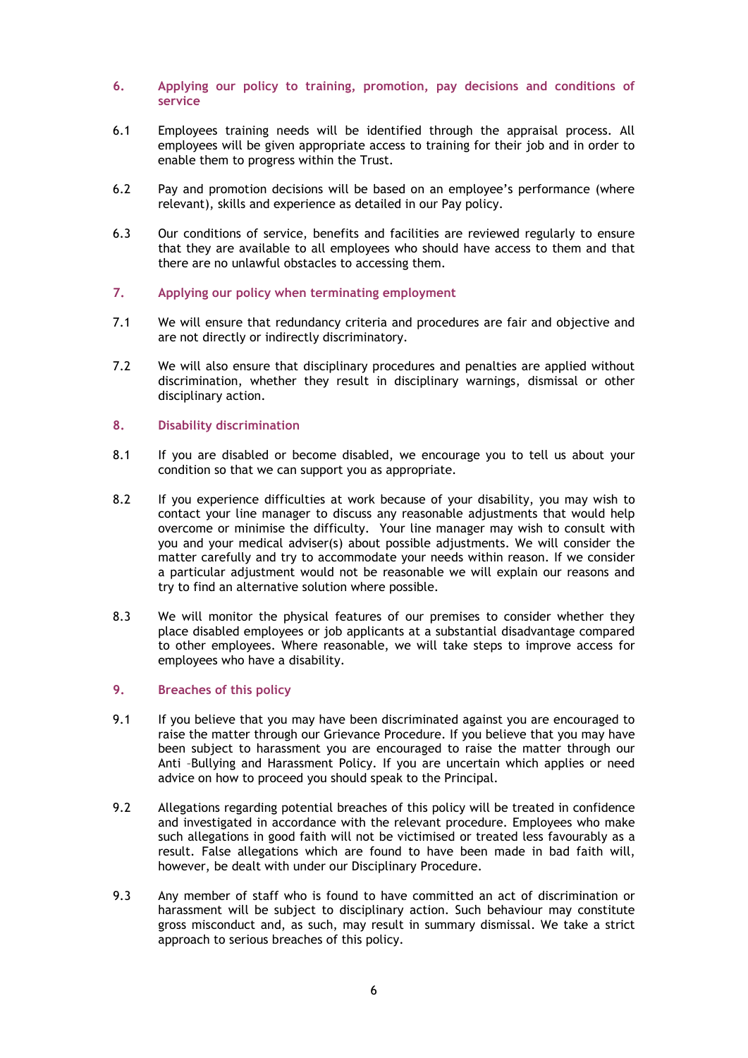## 6. Applying our policy to training, promotion, pay decisions and conditions of service

6.1 Employees training needs will be identified through the appraisal process. All employees will be given appropriate access to training for their job and in order to enable them to progress within the Trust.

6.2 Pay and promotion decisions will be based on an employee's performance (where relevant), skills and experience as detailed in our Pay policy.

6.3 Our conditions of service, benefits and facilities are reviewed regularly to ensure that they are available to all employees who should have access to them and that there are no unlawful obstacles to accessing them.

## 7. Applying our policy when terminating employment

7.1 We will ensure that redundancy criteria and procedures are fair and objective and are not directly or indirectly discriminatory.

7.2 We will also ensure that disciplinary procedures and penalties are applied without discrimination, whether they result in disciplinary warnings, dismissal or other disciplinary action.

## 8. Disability discrimination

8.1 If you are disabled or become disabled, we encourage you to tell us about your condition so that we can support you as appropriate.

8.2 If you experience difficulties at work because of your disability, you may wish to contact your line manager to discuss any reasonable adjustments that would help overcome or minimise the difficulty. Your line manager may wish to consult with you and your medical adviser(s) about possible adjustments. We will consider the matter carefully and try to accommodate your needs within reason. If we consider a particular adjustment would not be reasonable we will explain our reasons and try to find an alternative solution where possible.

8.3 We will monitor the physical features of our premises to consider whether they place disabled employees or job applicants at a substantial disadvantage compared to other employees. Where reasonable, we will take steps to improve access for employees who have a disability.

## 9. Breaches of this policy

9.1 If you believe that you may have been discriminated against you are encouraged to raise the matter through our Grievance Procedure. If you believe that you may have been subject to harassment you are encouraged to raise the matter through our Anti –Bullying and Harassment Policy. If you are uncertain which applies or need advice on how to proceed you should speak to the Principal.

9.2 Allegations regarding potential breaches of this policy will be treated in confidence and investigated in accordance with the relevant procedure. Employees who make such allegations in good faith will not be victimised or treated less favourably as a result. False allegations which are found to have been made in bad faith will, however, be dealt with under our Disciplinary Procedure.

9.3 Any member of staff who is found to have committed an act of discrimination or harassment will be subject to disciplinary action. Such behaviour may constitute gross misconduct and, as such, may result in summary dismissal. We take a strict approach to serious breaches of this policy.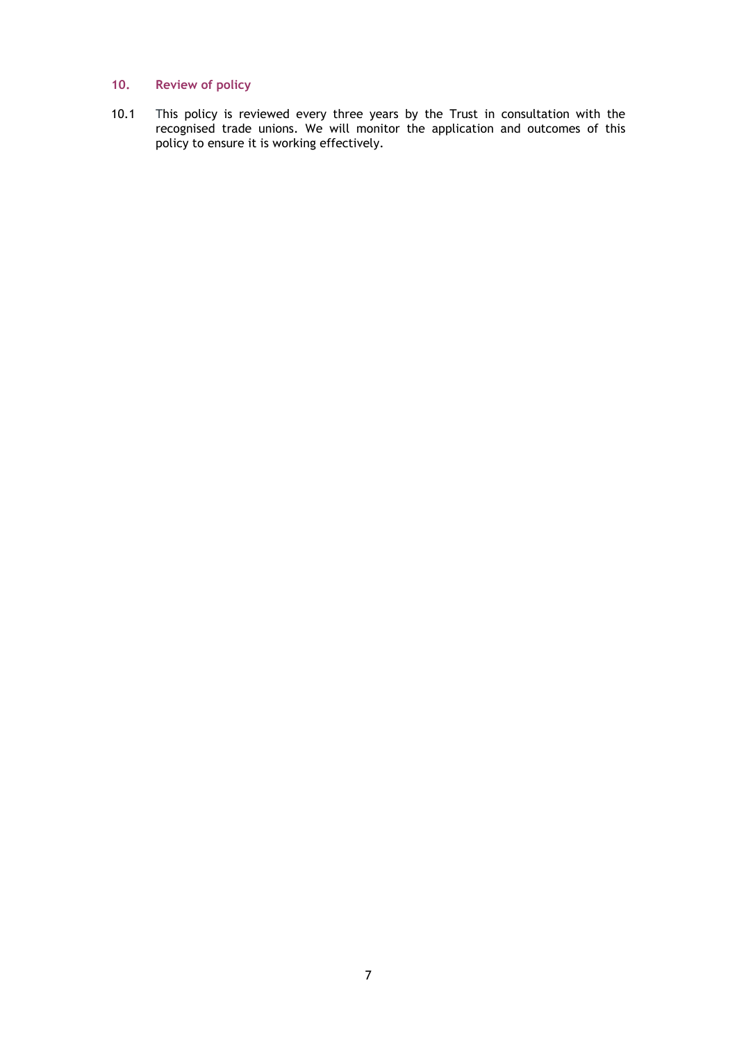## 10. Review of policy

10.1 This policy is reviewed every three years by the Trust in consultation with the recognised trade unions. We will monitor the application and outcomes of this policy to ensure it is working effectively.